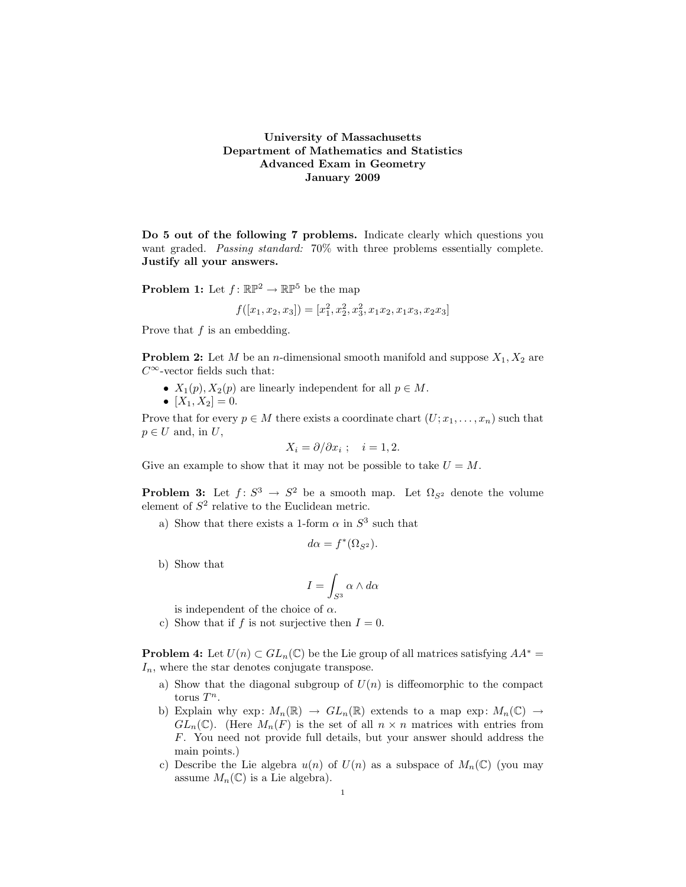**University of Massachusetts**
**Department of Mathematics and Statistics**
**Advanced Exam in Geometry**
**January 2009**

**Do 5 out of the following 7 problems.** Indicate clearly which questions you want graded. *Passing standard:* 70% with three problems essentially complete. **Justify all your answers.**

**Problem 1:** Let $f\colon \mathbb{RP}^2 \to \mathbb{RP}^5$ be the map

$$f([x_1, x_2, x_3]) = [x_1^2, x_2^2, x_3^2, x_1x_2, x_1x_3, x_2x_3]$$

Prove that $f$ is an embedding.

**Problem 2:** Let $M$ be an $n$-dimensional smooth manifold and suppose $X_1, X_2$ are $C^\infty$-vector fields such that:

- $X_1(p), X_2(p)$ are linearly independent for all $p \in M$.
- $[X_1, X_2] = 0$.

Prove that for every $p \in M$ there exists a coordinate chart $(U; x_1, \ldots, x_n)$ such that $p \in U$ and, in $U$,

$$X_i = \partial/\partial x_i \;; \quad i = 1, 2.$$

Give an example to show that it may not be possible to take $U = M$.

**Problem 3:** Let $f\colon S^3 \to S^2$ be a smooth map. Let $\Omega_{S^2}$ denote the volume element of $S^2$ relative to the Euclidean metric.

a) Show that there exists a 1-form $\alpha$ in $S^3$ such that

$$d\alpha = f^*(\Omega_{S^2}).$$

b) Show that

$$I = \int_{S^3} \alpha \wedge d\alpha$$

is independent of the choice of $\alpha$.

c) Show that if $f$ is not surjective then $I = 0$.

**Problem 4:** Let $U(n) \subset GL_n(\mathbb{C})$ be the Lie group of all matrices satisfying $AA^* = I_n$, where the star denotes conjugate transpose.

a) Show that the diagonal subgroup of $U(n)$ is diffeomorphic to the compact torus $T^n$.

b) Explain why $\exp\colon M_n(\mathbb{R}) \to GL_n(\mathbb{R})$ extends to a map $\exp\colon M_n(\mathbb{C}) \to GL_n(\mathbb{C})$. (Here $M_n(F)$ is the set of all $n \times n$ matrices with entries from $F$. You need not provide full details, but your answer should address the main points.)

c) Describe the Lie algebra $u(n)$ of $U(n)$ as a subspace of $M_n(\mathbb{C})$ (you may assume $M_n(\mathbb{C})$ is a Lie algebra).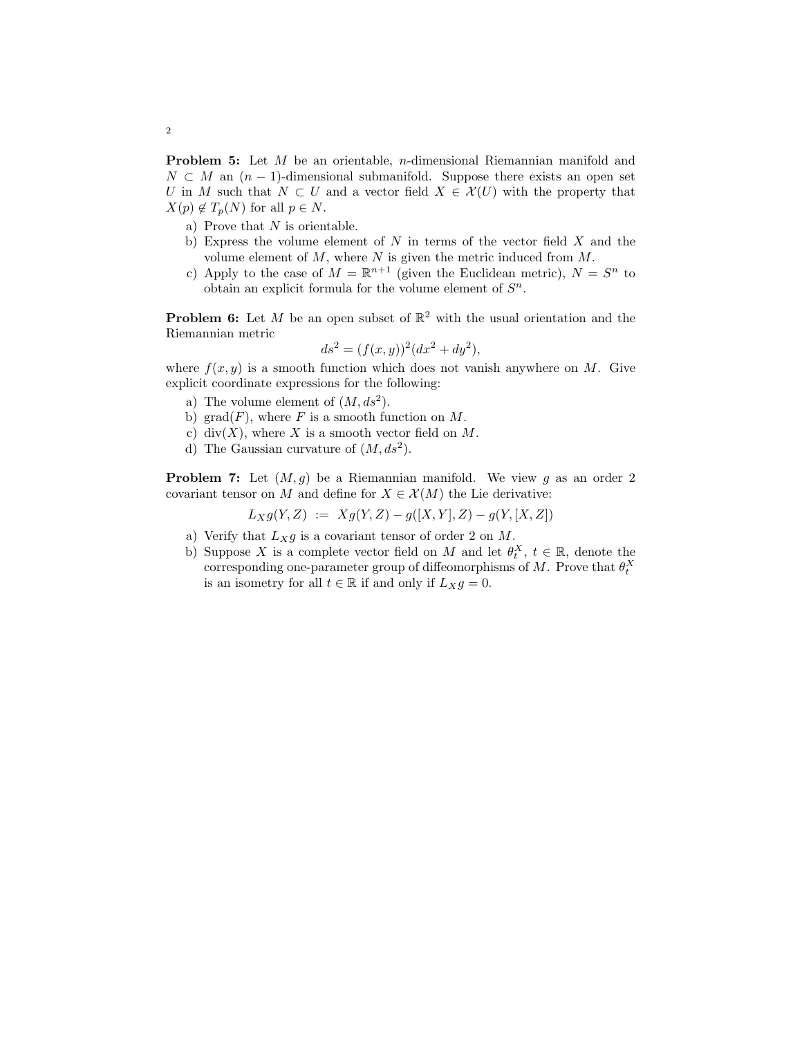**Problem 5:** Let $M$ be an orientable, $n$-dimensional Riemannian manifold and $N \subset M$ an $(n-1)$-dimensional submanifold. Suppose there exists an open set $U$ in $M$ such that $N \subset U$ and a vector field $X \in \mathcal{X}(U)$ with the property that $X(p) \notin T_p(N)$ for all $p \in N$.

a) Prove that $N$ is orientable.
b) Express the volume element of $N$ in terms of the vector field $X$ and the volume element of $M$, where $N$ is given the metric induced from $M$.
c) Apply to the case of $M = \mathbb{R}^{n+1}$ (given the Euclidean metric), $N = S^n$ to obtain an explicit formula for the volume element of $S^n$.

**Problem 6:** Let $M$ be an open subset of $\mathbb{R}^2$ with the usual orientation and the Riemannian metric

$$ds^2 = (f(x,y))^2(dx^2 + dy^2),$$

where $f(x,y)$ is a smooth function which does not vanish anywhere on $M$. Give explicit coordinate expressions for the following:

a) The volume element of $(M, ds^2)$.
b) $\mathrm{grad}(F)$, where $F$ is a smooth function on $M$.
c) $\mathrm{div}(X)$, where $X$ is a smooth vector field on $M$.
d) The Gaussian curvature of $(M, ds^2)$.

**Problem 7:** Let $(M, g)$ be a Riemannian manifold. We view $g$ as an order 2 covariant tensor on $M$ and define for $X \in \mathcal{X}(M)$ the Lie derivative:

$$L_X g(Y,Z) \;:=\; Xg(Y,Z) - g([X,Y],Z) - g(Y,[X,Z])$$

a) Verify that $L_X g$ is a covariant tensor of order 2 on $M$.
b) Suppose $X$ is a complete vector field on $M$ and let $\theta_t^X$, $t \in \mathbb{R}$, denote the corresponding one-parameter group of diffeomorphisms of $M$. Prove that $\theta_t^X$ is an isometry for all $t \in \mathbb{R}$ if and only if $L_X g = 0$.